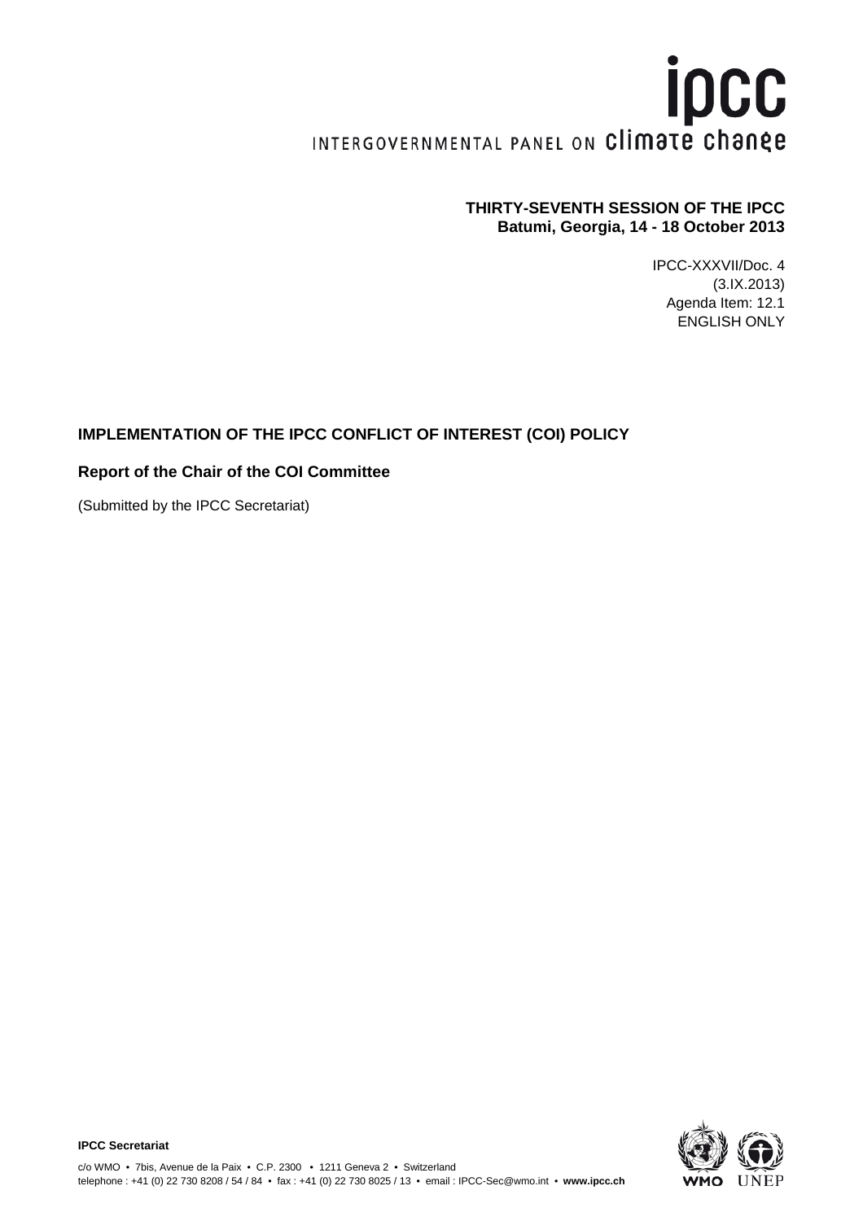ipcc

INTERGOVERNMENTAL PANEL ON climate change

**THIRTY-SEVENTH SESSION OF THE IPCC**
**Batumi, Georgia, 14 - 18 October 2013**

IPCC-XXXVII/Doc. 4
(3.IX.2013)
Agenda Item: 12.1
ENGLISH ONLY

**IMPLEMENTATION OF THE IPCC CONFLICT OF INTEREST (COI) POLICY**

**Report of the Chair of the COI Committee**

(Submitted by the IPCC Secretariat)

**IPCC Secretariat**

c/o WMO • 7bis, Avenue de la Paix • C.P. 2300 • 1211 Geneva 2 • Switzerland
telephone : +41 (0) 22 730 8208 / 54 / 84 • fax : +41 (0) 22 730 8025 / 13 • email : IPCC-Sec@wmo.int • **www.ipcc.ch**

WMO UNEP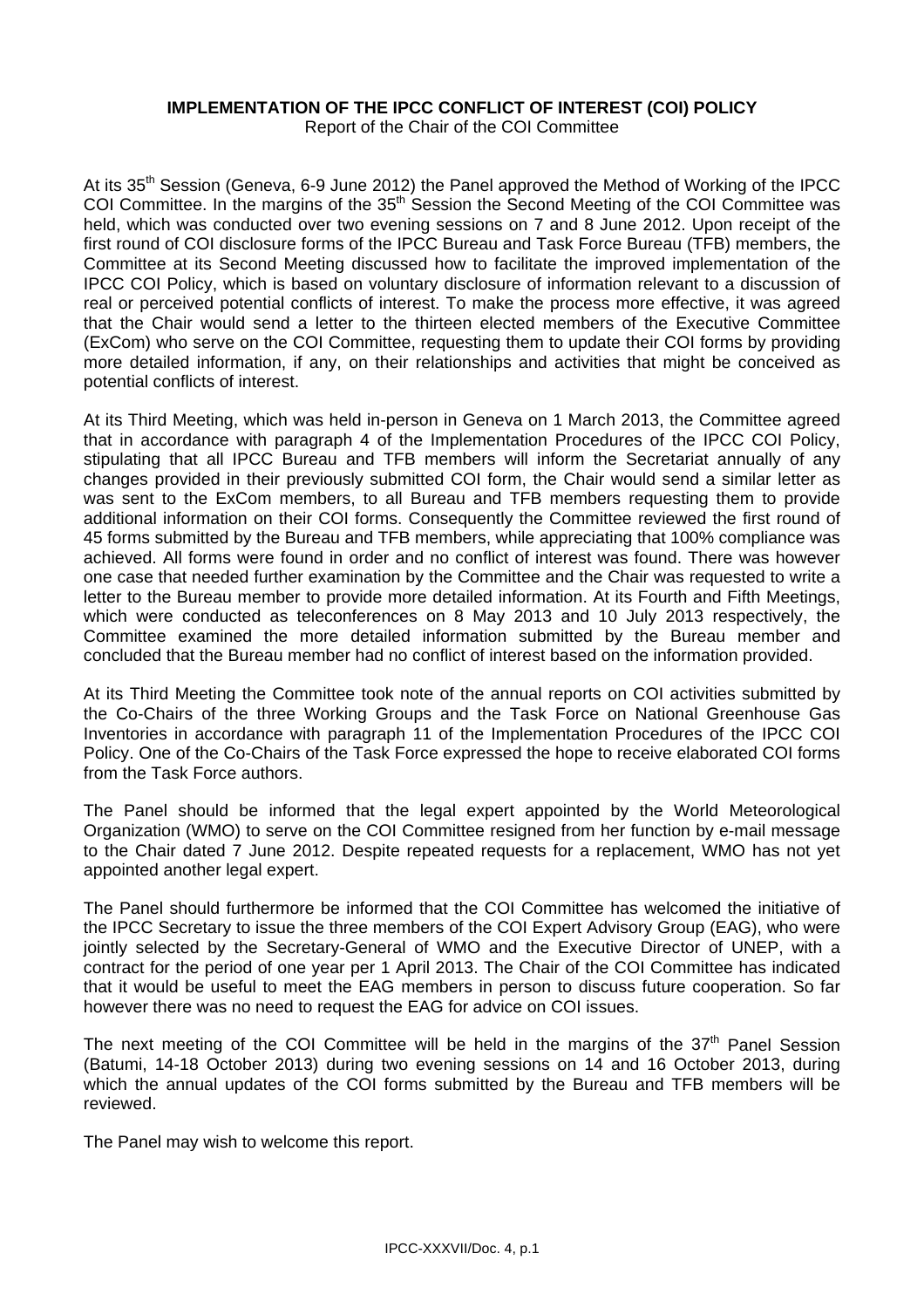**IMPLEMENTATION OF THE IPCC CONFLICT OF INTEREST (COI) POLICY**
Report of the Chair of the COI Committee

At its 35th Session (Geneva, 6-9 June 2012) the Panel approved the Method of Working of the IPCC COI Committee. In the margins of the 35th Session the Second Meeting of the COI Committee was held, which was conducted over two evening sessions on 7 and 8 June 2012. Upon receipt of the first round of COI disclosure forms of the IPCC Bureau and Task Force Bureau (TFB) members, the Committee at its Second Meeting discussed how to facilitate the improved implementation of the IPCC COI Policy, which is based on voluntary disclosure of information relevant to a discussion of real or perceived potential conflicts of interest. To make the process more effective, it was agreed that the Chair would send a letter to the thirteen elected members of the Executive Committee (ExCom) who serve on the COI Committee, requesting them to update their COI forms by providing more detailed information, if any, on their relationships and activities that might be conceived as potential conflicts of interest.

At its Third Meeting, which was held in-person in Geneva on 1 March 2013, the Committee agreed that in accordance with paragraph 4 of the Implementation Procedures of the IPCC COI Policy, stipulating that all IPCC Bureau and TFB members will inform the Secretariat annually of any changes provided in their previously submitted COI form, the Chair would send a similar letter as was sent to the ExCom members, to all Bureau and TFB members requesting them to provide additional information on their COI forms. Consequently the Committee reviewed the first round of 45 forms submitted by the Bureau and TFB members, while appreciating that 100% compliance was achieved. All forms were found in order and no conflict of interest was found. There was however one case that needed further examination by the Committee and the Chair was requested to write a letter to the Bureau member to provide more detailed information. At its Fourth and Fifth Meetings, which were conducted as teleconferences on 8 May 2013 and 10 July 2013 respectively, the Committee examined the more detailed information submitted by the Bureau member and concluded that the Bureau member had no conflict of interest based on the information provided.

At its Third Meeting the Committee took note of the annual reports on COI activities submitted by the Co-Chairs of the three Working Groups and the Task Force on National Greenhouse Gas Inventories in accordance with paragraph 11 of the Implementation Procedures of the IPCC COI Policy. One of the Co-Chairs of the Task Force expressed the hope to receive elaborated COI forms from the Task Force authors.

The Panel should be informed that the legal expert appointed by the World Meteorological Organization (WMO) to serve on the COI Committee resigned from her function by e-mail message to the Chair dated 7 June 2012. Despite repeated requests for a replacement, WMO has not yet appointed another legal expert.

The Panel should furthermore be informed that the COI Committee has welcomed the initiative of the IPCC Secretary to issue the three members of the COI Expert Advisory Group (EAG), who were jointly selected by the Secretary-General of WMO and the Executive Director of UNEP, with a contract for the period of one year per 1 April 2013. The Chair of the COI Committee has indicated that it would be useful to meet the EAG members in person to discuss future cooperation. So far however there was no need to request the EAG for advice on COI issues.

The next meeting of the COI Committee will be held in the margins of the 37th Panel Session (Batumi, 14-18 October 2013) during two evening sessions on 14 and 16 October 2013, during which the annual updates of the COI forms submitted by the Bureau and TFB members will be reviewed.

The Panel may wish to welcome this report.